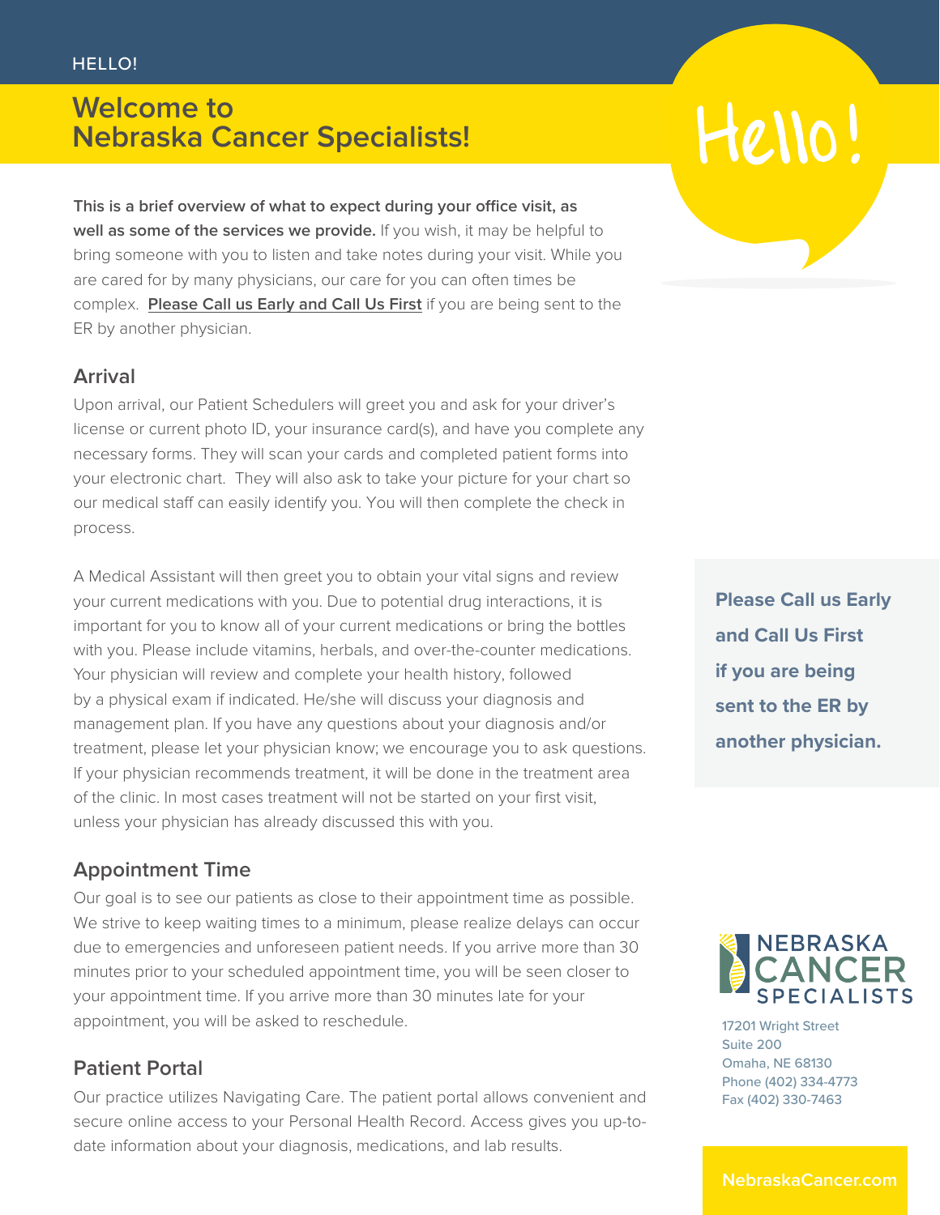HELLO!

# Welcome to Nebraska Cancer Specialists!

Hello!

**This is a brief overview of what to expect during your office visit, as well as some of the services we provide.** If you wish, it may be helpful to bring someone with you to listen and take notes during your visit. While you are cared for by many physicians, our care for you can often times be complex. **Please Call us Early and Call Us First** if you are being sent to the ER by another physician.

## Arrival

Upon arrival, our Patient Schedulers will greet you and ask for your driver's license or current photo ID, your insurance card(s), and have you complete any necessary forms. They will scan your cards and completed patient forms into your electronic chart. They will also ask to take your picture for your chart so our medical staff can easily identify you. You will then complete the check in process.

A Medical Assistant will then greet you to obtain your vital signs and review your current medications with you. Due to potential drug interactions, it is important for you to know all of your current medications or bring the bottles with you. Please include vitamins, herbals, and over-the-counter medications. Your physician will review and complete your health history, followed by a physical exam if indicated. He/she will discuss your diagnosis and management plan. If you have any questions about your diagnosis and/or treatment, please let your physician know; we encourage you to ask questions. If your physician recommends treatment, it will be done in the treatment area of the clinic. In most cases treatment will not be started on your first visit, unless your physician has already discussed this with you.

**Please Call us Early and Call Us First if you are being sent to the ER by another physician.**

## Appointment Time

Our goal is to see our patients as close to their appointment time as possible. We strive to keep waiting times to a minimum, please realize delays can occur due to emergencies and unforeseen patient needs. If you arrive more than 30 minutes prior to your scheduled appointment time, you will be seen closer to your appointment time. If you arrive more than 30 minutes late for your appointment, you will be asked to reschedule.

## Patient Portal

Our practice utilizes Navigating Care. The patient portal allows convenient and secure online access to your Personal Health Record. Access gives you up-to-date information about your diagnosis, medications, and lab results.

NEBRASKA CANCER SPECIALISTS

17201 Wright Street
Suite 200
Omaha, NE 68130
Phone (402) 334-4773
Fax (402) 330-7463

NebraskaCancer.com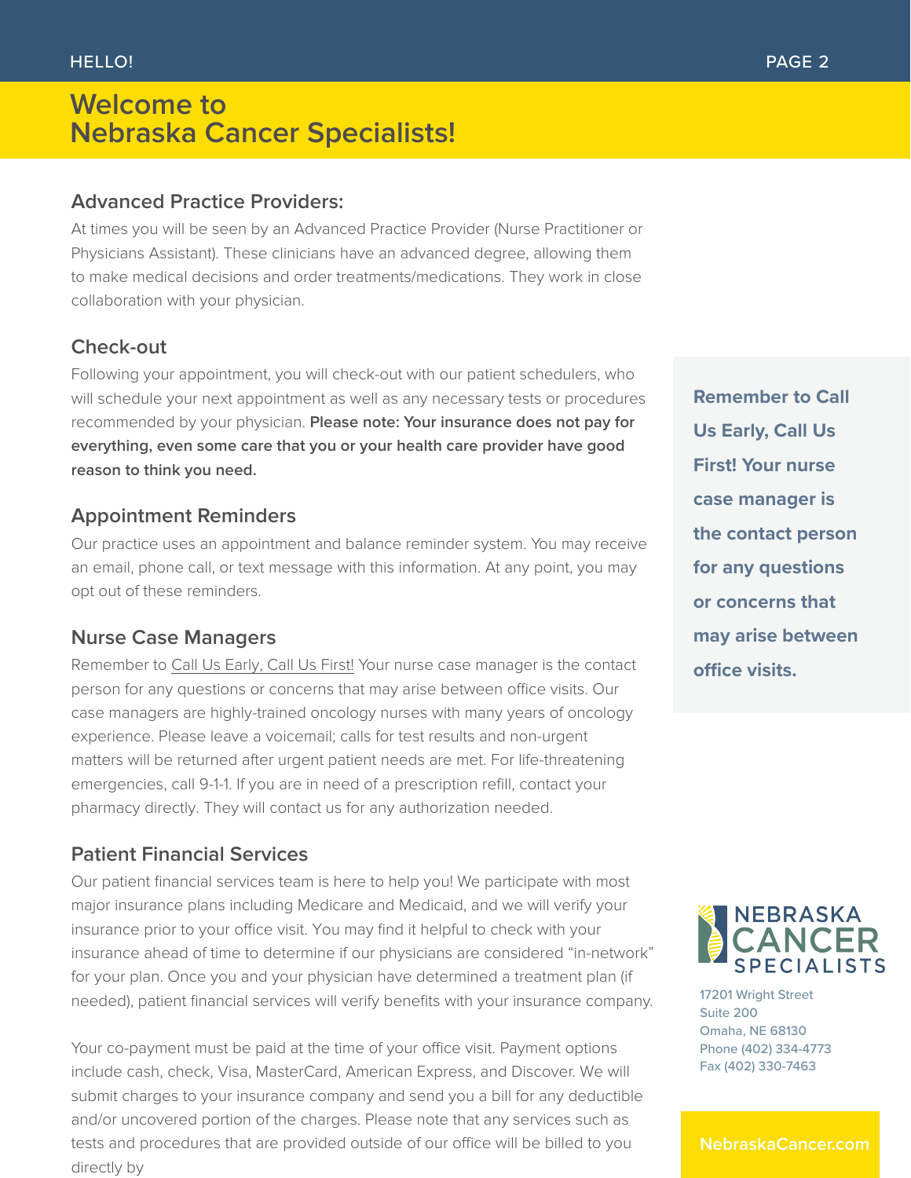# Welcome to Nebraska Cancer Specialists!

## Advanced Practice Providers:

At times you will be seen by an Advanced Practice Provider (Nurse Practitioner or Physicians Assistant). These clinicians have an advanced degree, allowing them to make medical decisions and order treatments/medications. They work in close collaboration with your physician.

## Check-out

Following your appointment, you will check-out with our patient schedulers, who will schedule your next appointment as well as any necessary tests or procedures recommended by your physician. **Please note: Your insurance does not pay for everything, even some care that you or your health care provider have good reason to think you need.**

## Appointment Reminders

Our practice uses an appointment and balance reminder system. You may receive an email, phone call, or text message with this information. At any point, you may opt out of these reminders.

## Nurse Case Managers

Remember to Call Us Early, Call Us First! Your nurse case manager is the contact person for any questions or concerns that may arise between office visits. Our case managers are highly-trained oncology nurses with many years of oncology experience. Please leave a voicemail; calls for test results and non-urgent matters will be returned after urgent patient needs are met. For life-threatening emergencies, call 9-1-1. If you are in need of a prescription refill, contact your pharmacy directly. They will contact us for any authorization needed.

**Remember to Call Us Early, Call Us First! Your nurse case manager is the contact person for any questions or concerns that may arise between office visits.**

## Patient Financial Services

Our patient financial services team is here to help you! We participate with most major insurance plans including Medicare and Medicaid, and we will verify your insurance prior to your office visit. You may find it helpful to check with your insurance ahead of time to determine if our physicians are considered "in-network" for your plan. Once you and your physician have determined a treatment plan (if needed), patient financial services will verify benefits with your insurance company.

Your co-payment must be paid at the time of your office visit. Payment options include cash, check, Visa, MasterCard, American Express, and Discover. We will submit charges to your insurance company and send you a bill for any deductible and/or uncovered portion of the charges. Please note that any services such as tests and procedures that are provided outside of our office will be billed to you directly by

NEBRASKA CANCER SPECIALISTS

17201 Wright Street
Suite 200
Omaha, NE 68130
Phone (402) 334-4773
Fax (402) 330-7463

NebraskaCancer.com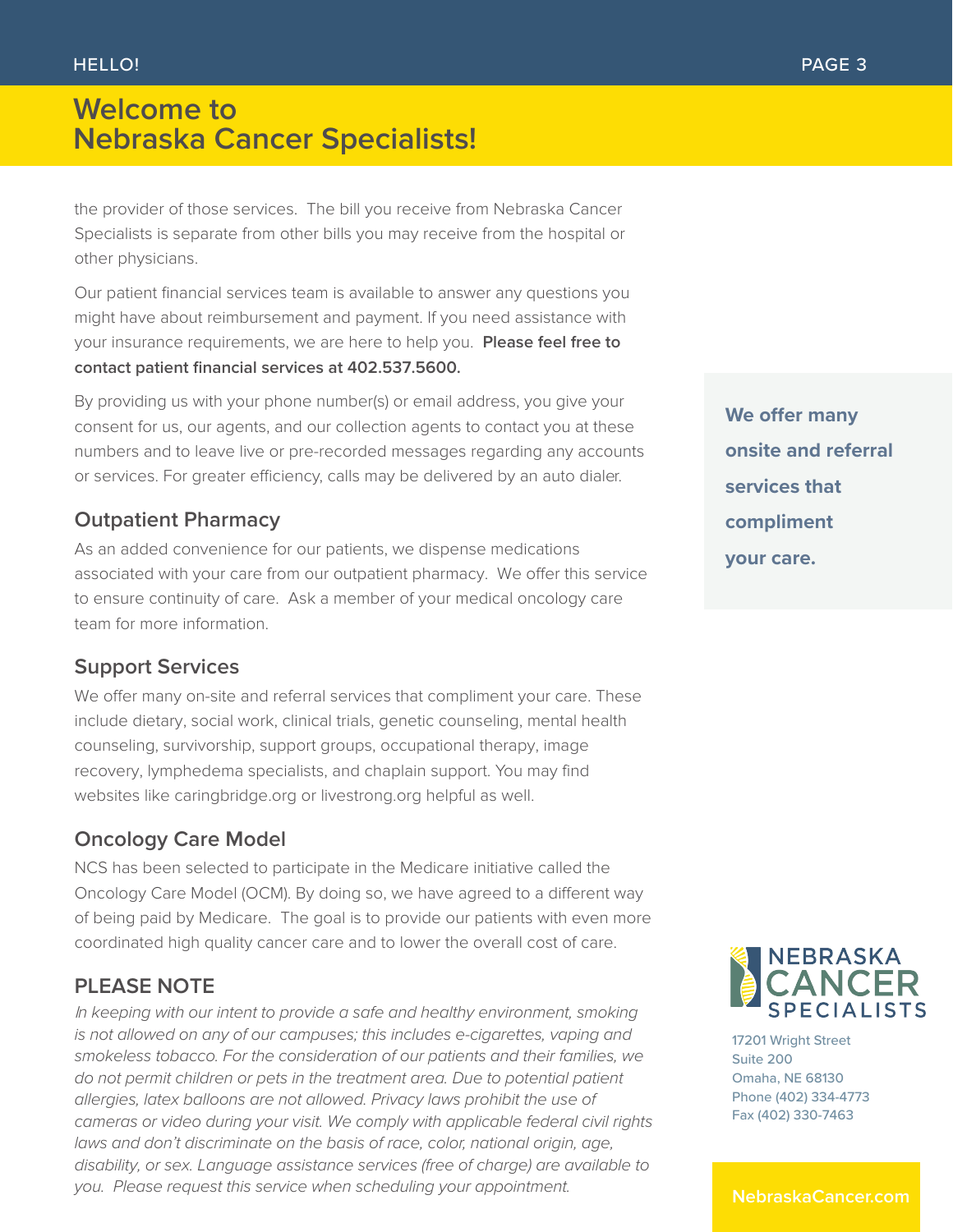# Welcome to Nebraska Cancer Specialists!

the provider of those services. The bill you receive from Nebraska Cancer Specialists is separate from other bills you may receive from the hospital or other physicians.

Our patient financial services team is available to answer any questions you might have about reimbursement and payment. If you need assistance with your insurance requirements, we are here to help you. **Please feel free to contact patient financial services at 402.537.5600.**

By providing us with your phone number(s) or email address, you give your consent for us, our agents, and our collection agents to contact you at these numbers and to leave live or pre-recorded messages regarding any accounts or services. For greater efficiency, calls may be delivered by an auto dialer.

**We offer many onsite and referral services that compliment your care.**

## Outpatient Pharmacy

As an added convenience for our patients, we dispense medications associated with your care from our outpatient pharmacy. We offer this service to ensure continuity of care. Ask a member of your medical oncology care team for more information.

## Support Services

We offer many on-site and referral services that compliment your care. These include dietary, social work, clinical trials, genetic counseling, mental health counseling, survivorship, support groups, occupational therapy, image recovery, lymphedema specialists, and chaplain support. You may find websites like caringbridge.org or livestrong.org helpful as well.

## Oncology Care Model

NCS has been selected to participate in the Medicare initiative called the Oncology Care Model (OCM). By doing so, we have agreed to a different way of being paid by Medicare. The goal is to provide our patients with even more coordinated high quality cancer care and to lower the overall cost of care.

## PLEASE NOTE

*In keeping with our intent to provide a safe and healthy environment, smoking is not allowed on any of our campuses; this includes e-cigarettes, vaping and smokeless tobacco. For the consideration of our patients and their families, we do not permit children or pets in the treatment area. Due to potential patient allergies, latex balloons are not allowed. Privacy laws prohibit the use of cameras or video during your visit. We comply with applicable federal civil rights laws and don't discriminate on the basis of race, color, national origin, age, disability, or sex. Language assistance services (free of charge) are available to you. Please request this service when scheduling your appointment.*

NEBRASKA CANCER SPECIALISTS

17201 Wright Street
Suite 200
Omaha, NE 68130
Phone (402) 334-4773
Fax (402) 330-7463

NebraskaCancer.com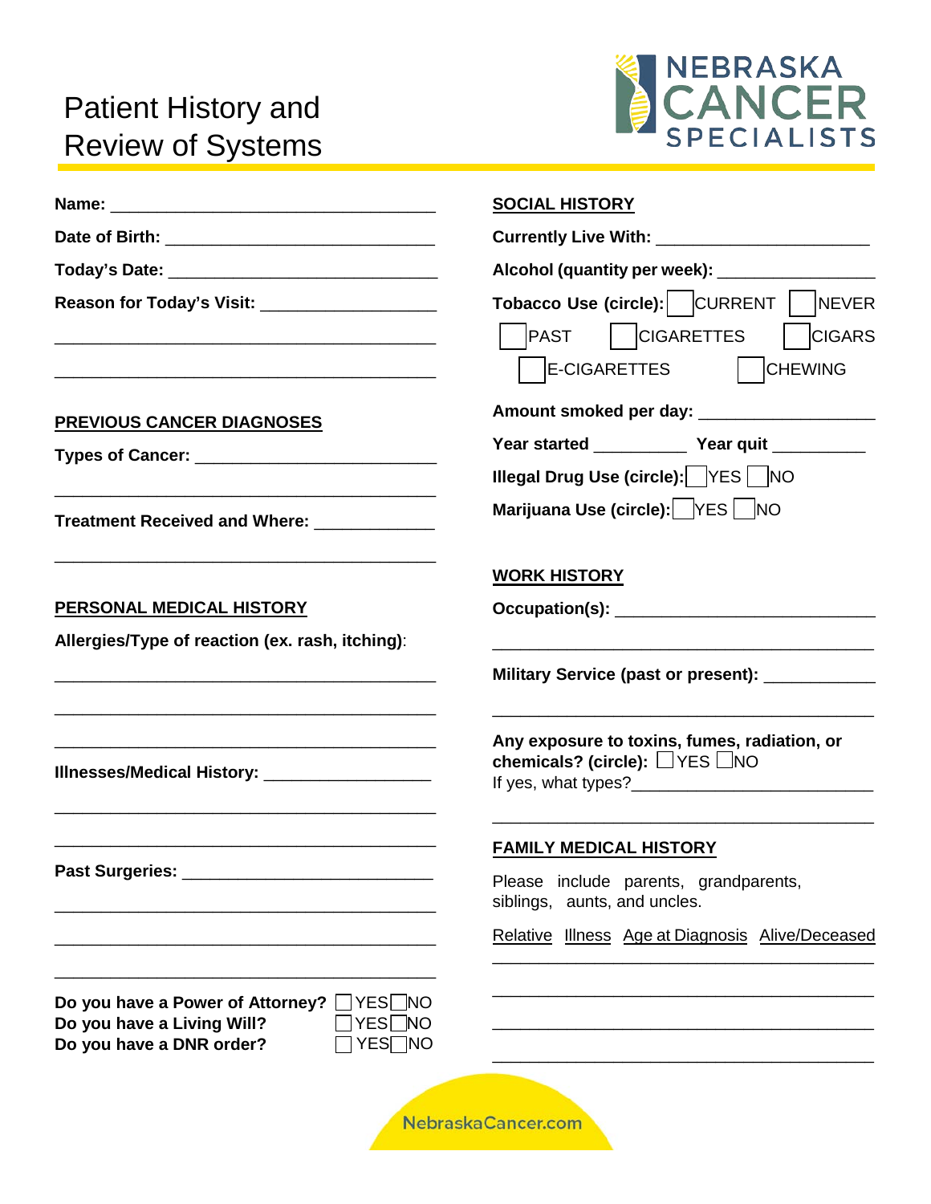# Patient History and Review of Systems

NEBRASKA CANCER SPECIALISTS

**Name:** ___________________________________

**Date of Birth:** _____________________________

**Today's Date:** _____________________________

**Reason for Today's Visit:** __________________

_________________________________________

_________________________________________

**PREVIOUS CANCER DIAGNOSES**

**Types of Cancer:** _________________________

_________________________________________

**Treatment Received and Where:** ____________

_________________________________________

**PERSONAL MEDICAL HISTORY**

**Allergies/Type of reaction (ex. rash, itching)**:

_________________________________________

_________________________________________

_________________________________________

**Illnesses/Medical History:** _________________

_________________________________________

_________________________________________

**Past Surgeries:** __________________________

_________________________________________

_________________________________________

_________________________________________

**Do you have a Power of Attorney?** ☐ YES ☐ NO
**Do you have a Living Will?** ☐ YES ☐ NO
**Do you have a DNR order?** ☐ YES ☐ NO

**SOCIAL HISTORY**

**Currently Live With:** ______________________

**Alcohol (quantity per week):** _______________

**Tobacco Use (circle):** ☐ CURRENT ☐ NEVER ☐ PAST ☐ CIGARETTES ☐ CIGARS ☐ E-CIGARETTES ☐ CHEWING

**Amount smoked per day:** __________________

**Year started** _________ **Year quit** _________

**Illegal Drug Use (circle):** ☐ YES ☐ NO

**Marijuana Use (circle):** ☐ YES ☐ NO

**WORK HISTORY**

**Occupation(s):** ___________________________

_________________________________________

**Military Service (past or present):** ___________

_________________________________________

**Any exposure to toxins, fumes, radiation, or chemicals? (circle):** ☐ YES ☐ NO
If yes, what types?_________________________

_________________________________________

**FAMILY MEDICAL HISTORY**

Please include parents, grandparents, siblings, aunts, and uncles.

| Relative | Illness | Age at Diagnosis | Alive/Deceased |
|---|---|---|---|
| | | | |
| | | | |
| | | | |
| | | | |

NebraskaCancer.com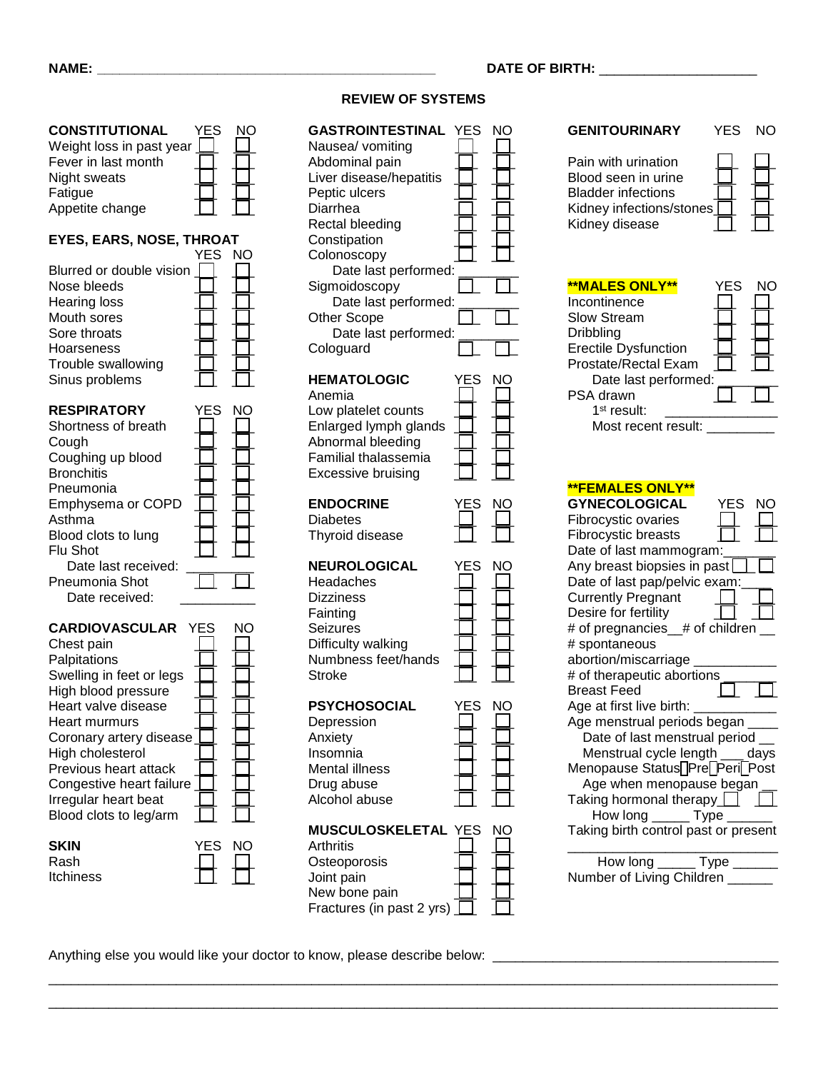NAME: ____________________________________________ DATE OF BIRTH: ____________________

## REVIEW OF SYSTEMS

### CONSTITUTIONAL

| CONSTITUTIONAL | YES | NO |
|---|---|---|
| Weight loss in past year | ☐ | ☐ |
| Fever in last month | ☐ | ☐ |
| Night sweats | ☐ | ☐ |
| Fatigue | ☐ | ☐ |
| Appetite change | ☐ | ☐ |

### EYES, EARS, NOSE, THROAT

| EYES, EARS, NOSE, THROAT | YES | NO |
|---|---|---|
| Blurred or double vision | ☐ | ☐ |
| Nose bleeds | ☐ | ☐ |
| Hearing loss | ☐ | ☐ |
| Mouth sores | ☐ | ☐ |
| Sore throats | ☐ | ☐ |
| Hoarseness | ☐ | ☐ |
| Trouble swallowing | ☐ | ☐ |
| Sinus problems | ☐ | ☐ |

### RESPIRATORY

| RESPIRATORY | YES | NO |
|---|---|---|
| Shortness of breath | ☐ | ☐ |
| Cough | ☐ | ☐ |
| Coughing up blood | ☐ | ☐ |
| Bronchitis | ☐ | ☐ |
| Pneumonia | ☐ | ☐ |
| Emphysema or COPD | ☐ | ☐ |
| Asthma | ☐ | ☐ |
| Blood clots to lung | ☐ | ☐ |
| Flu Shot | ☐ | ☐ |
| Date last received: __________ | | |
| Pneumonia Shot | ☐ | ☐ |
| Date received: __________ | | |

### CARDIOVASCULAR

| CARDIOVASCULAR | YES | NO |
|---|---|---|
| Chest pain | ☐ | ☐ |
| Palpitations | ☐ | ☐ |
| Swelling in feet or legs | ☐ | ☐ |
| High blood pressure | ☐ | ☐ |
| Heart valve disease | ☐ | ☐ |
| Heart murmurs | ☐ | ☐ |
| Coronary artery disease | ☐ | ☐ |
| High cholesterol | ☐ | ☐ |
| Previous heart attack | ☐ | ☐ |
| Congestive heart failure | ☐ | ☐ |
| Irregular heart beat | ☐ | ☐ |
| Blood clots to leg/arm | ☐ | ☐ |

### SKIN

| SKIN | YES | NO |
|---|---|---|
| Rash | ☐ | ☐ |
| Itchiness | ☐ | ☐ |

### GASTROINTESTINAL

| GASTROINTESTINAL | YES | NO |
|---|---|---|
| Nausea/ vomiting | ☐ | ☐ |
| Abdominal pain | ☐ | ☐ |
| Liver disease/hepatitis | ☐ | ☐ |
| Peptic ulcers | ☐ | ☐ |
| Diarrhea | ☐ | ☐ |
| Rectal bleeding | ☐ | ☐ |
| Constipation | ☐ | ☐ |
| Colonoscopy | ☐ | ☐ |
| Date last performed: ________ | | |
| Sigmoidoscopy | ☐ | ☐ |
| Date last performed: ________ | | |
| Other Scope | ☐ | ☐ |
| Date last performed: ________ | | |
| Cologuard | ☐ | ☐ |

### HEMATOLOGIC

| HEMATOLOGIC | YES | NO |
|---|---|---|
| Anemia | ☐ | ☐ |
| Low platelet counts | ☐ | ☐ |
| Enlarged lymph glands | ☐ | ☐ |
| Abnormal bleeding | ☐ | ☐ |
| Familial thalassemia | ☐ | ☐ |
| Excessive bruising | ☐ | ☐ |

### ENDOCRINE

| ENDOCRINE | YES | NO |
|---|---|---|
| Diabetes | ☐ | ☐ |
| Thyroid disease | ☐ | ☐ |

### NEUROLOGICAL

| NEUROLOGICAL | YES | NO |
|---|---|---|
| Headaches | ☐ | ☐ |
| Dizziness | ☐ | ☐ |
| Fainting | ☐ | ☐ |
| Seizures | ☐ | ☐ |
| Difficulty walking | ☐ | ☐ |
| Numbness feet/hands | ☐ | ☐ |
| Stroke | ☐ | ☐ |

### PSYCHOSOCIAL

| PSYCHOSOCIAL | YES | NO |
|---|---|---|
| Depression | ☐ | ☐ |
| Anxiety | ☐ | ☐ |
| Insomnia | ☐ | ☐ |
| Mental illness | ☐ | ☐ |
| Drug abuse | ☐ | ☐ |
| Alcohol abuse | ☐ | ☐ |

### MUSCULOSKELETAL

| MUSCULOSKELETAL | YES | NO |
|---|---|---|
| Arthritis | ☐ | ☐ |
| Osteoporosis | ☐ | ☐ |
| Joint pain | ☐ | ☐ |
| New bone pain | ☐ | ☐ |
| Fractures (in past 2 yrs) | ☐ | ☐ |

### GENITOURINARY

| GENITOURINARY | YES | NO |
|---|---|---|
| Pain with urination | ☐ | ☐ |
| Blood seen in urine | ☐ | ☐ |
| Bladder infections | ☐ | ☐ |
| Kidney infections/stones | ☐ | ☐ |
| Kidney disease | ☐ | ☐ |

### **MALES ONLY**

| **MALES ONLY** | YES | NO |
|---|---|---|
| Incontinence | ☐ | ☐ |
| Slow Stream | ☐ | ☐ |
| Dribbling | ☐ | ☐ |
| Erectile Dysfunction | ☐ | ☐ |
| Prostate/Rectal Exam | ☐ | ☐ |
| Date last performed: ________ | | |
| PSA drawn | ☐ | ☐ |
| 1st result: ______________ | | |
| Most recent result: __________ | | |

### **FEMALES ONLY**

| GYNECOLOGICAL | YES | NO |
|---|---|---|
| Fibrocystic ovaries | ☐ | ☐ |
| Fibrocystic breasts | ☐ | ☐ |
| Date of last mammogram: ______ | | |
| Any breast biopsies in past | ☐ | ☐ |
| Date of last pap/pelvic exam: ____ | | |
| Currently Pregnant | ☐ | ☐ |
| Desire for fertility | ☐ | ☐ |
| # of pregnancies__# of children __ | | |
| # spontaneous abortion/miscarriage ___________ | | |
| # of therapeutic abortions _______ | | |
| Breast Feed | ☐ | ☐ |
| Age at first live birth: __________ | | |
| Age menstrual periods began ____ | | |
| Date of last menstrual period __ | | |
| Menstrual cycle length ___ days | | |
| Menopause Status ☐Pre ☐Peri ☐Post | | |
| Age when menopause began __ | | |
| Taking hormonal therapy | ☐ | ☐ |
| How long _____ Type ______ | | |
| Taking birth control past or present ____________________ | | |
| How long _____ Type ______ | | |
| Number of Living Children ______ | | |

Anything else you would like your doctor to know, please describe below: ________________________________________

_____________________________________________________________________________________________

_____________________________________________________________________________________________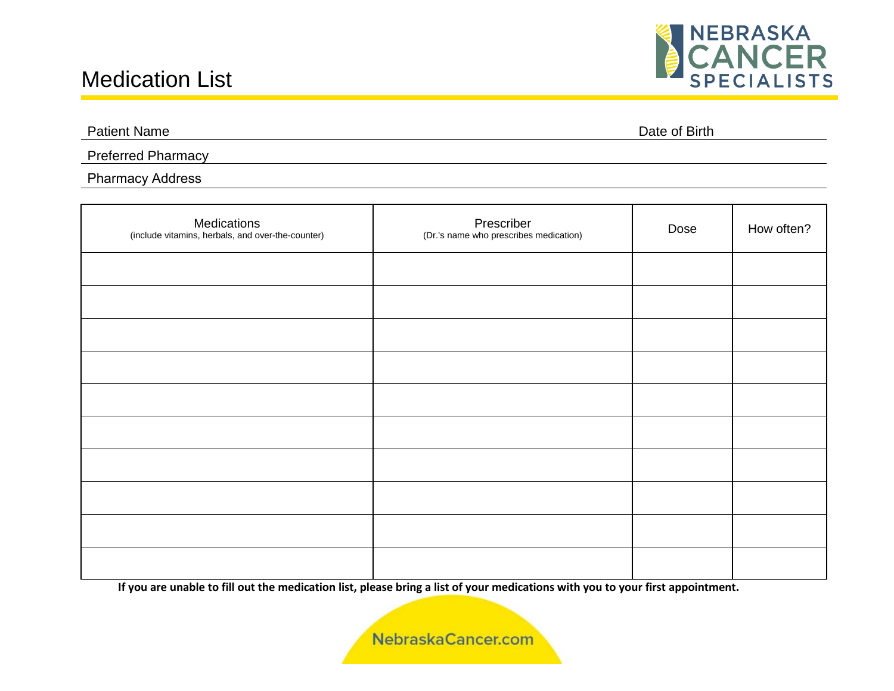# Medication List

NEBRASKA CANCER SPECIALISTS

Patient Name Date of Birth

Preferred Pharmacy

Pharmacy Address

| Medications (include vitamins, herbals, and over-the-counter) | Prescriber (Dr.'s name who prescribes medication) | Dose | How often? |
|---|---|---|---|
| | | | |
| | | | |
| | | | |
| | | | |
| | | | |
| | | | |
| | | | |
| | | | |
| | | | |
| | | | |

**If you are unable to fill out the medication list, please bring a list of your medications with you to your first appointment.**

NebraskaCancer.com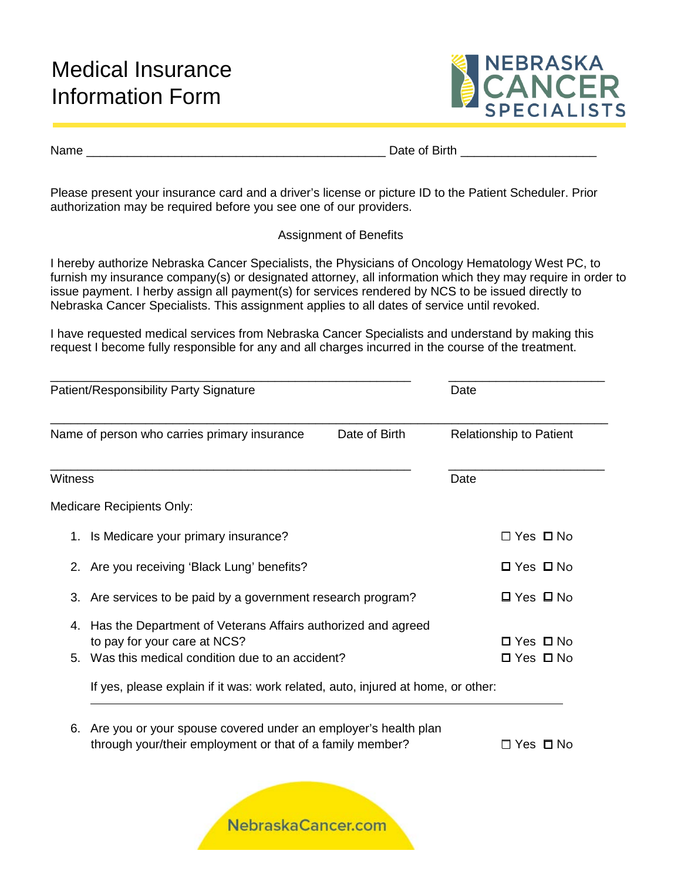# Medical Insurance Information Form

NEBRASKA CANCER SPECIALISTS

Name _____________________________________________ Date of Birth ___________________

Please present your insurance card and a driver's license or picture ID to the Patient Scheduler. Prior authorization may be required before you see one of our providers.

Assignment of Benefits

I hereby authorize Nebraska Cancer Specialists, the Physicians of Oncology Hematology West PC, to furnish my insurance company(s) or designated attorney, all information which they may require in order to issue payment. I herby assign all payment(s) for services rendered by NCS to be issued directly to Nebraska Cancer Specialists. This assignment applies to all dates of service until revoked.

I have requested medical services from Nebraska Cancer Specialists and understand by making this request I become fully responsible for any and all charges incurred in the course of the treatment.

______________________________________________________ ________________________

Patient/Responsibility Party Signature Date

___________________________________________________________________________________

Name of person who carries primary insurance Date of Birth Relationship to Patient

______________________________________________________ ________________________

Witness Date

Medicare Recipients Only:

1. Is Medicare your primary insurance? ☐ Yes ☐ No
2. Are you receiving 'Black Lung' benefits? ☐ Yes ☐ No
3. Are services to be paid by a government research program? ☐ Yes ☐ No
4. Has the Department of Veterans Affairs authorized and agreed to pay for your care at NCS? ☐ Yes ☐ No
5. Was this medical condition due to an accident? ☐ Yes ☐ No

   If yes, please explain if it was: work related, auto, injured at home, or other:

   ___________________________________________________________________________

6. Are you or your spouse covered under an employer's health plan through your/their employment or that of a family member? ☐ Yes ☐ No

NebraskaCancer.com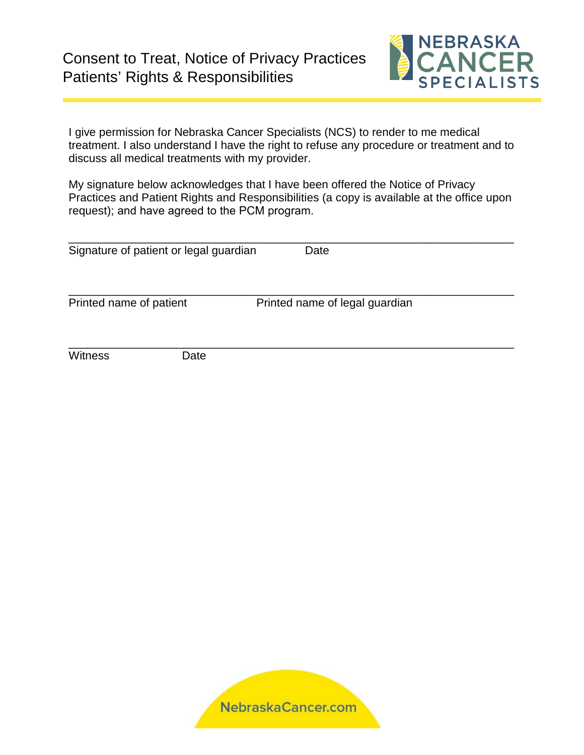# Consent to Treat, Notice of Privacy Practices
# Patients' Rights & Responsibilities

I give permission for Nebraska Cancer Specialists (NCS) to render to me medical treatment. I also understand I have the right to refuse any procedure or treatment and to discuss all medical treatments with my provider.

My signature below acknowledges that I have been offered the Notice of Privacy Practices and Patient Rights and Responsibilities (a copy is available at the office upon request); and have agreed to the PCM program.

_______________________________________________________________________________

Signature of patient or legal guardian          Date

_______________________________________________________________________________

Printed name of patient          Printed name of legal guardian

_______________________________________________________________________________

Witness          Date

NebraskaCancer.com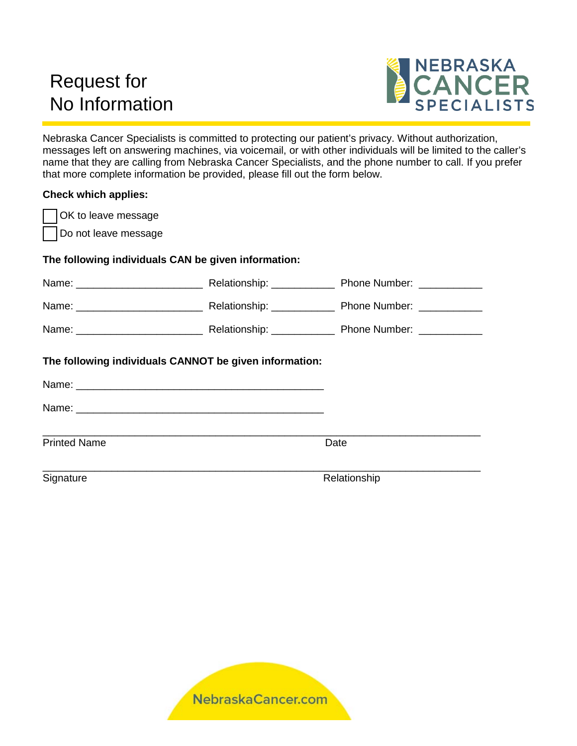# Request for No Information

NEBRASKA CANCER SPECIALISTS

Nebraska Cancer Specialists is committed to protecting our patient's privacy. Without authorization, messages left on answering machines, via voicemail, or with other individuals will be limited to the caller's name that they are calling from Nebraska Cancer Specialists, and the phone number to call. If you prefer that more complete information be provided, please fill out the form below.

**Check which applies:**

☐ OK to leave message

☐ Do not leave message

**The following individuals CAN be given information:**

Name: ______________________ Relationship: ___________ Phone Number: ___________

Name: ______________________ Relationship: ___________ Phone Number: ___________

Name: ______________________ Relationship: ___________ Phone Number: ___________

**The following individuals CANNOT be given information:**

Name: ___________________________________________

Name: ___________________________________________

_____________________________________________________________________________

Printed Name                                                                 Date

_____________________________________________________________________________

Signature                                                                 Relationship

NebraskaCancer.com